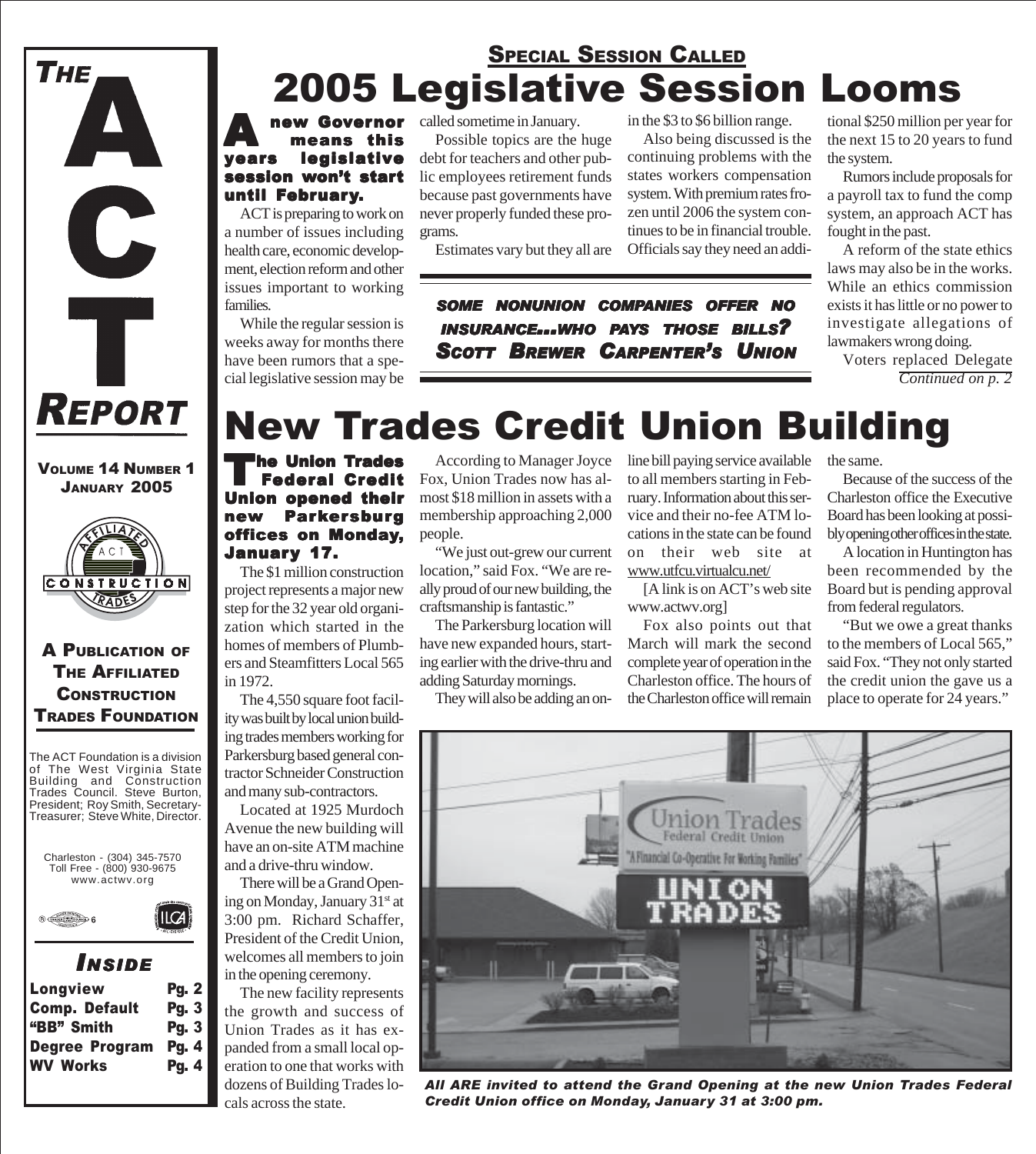# THE ACT REPORT

**VOLUME 14 NUMBER 1**
**JANUARY 2005**

**A PUBLICATION OF THE AFFILIATED CONSTRUCTION TRADES FOUNDATION**

The ACT Foundation is a division of The West Virginia State Building and Construction Trades Council. Steve Burton, President; Roy Smith, Secretary-Treasurer; Steve White, Director.

Charleston - (304) 345-7570
Toll Free - (800) 930-9675
www.actwv.org

### INSIDE

| | |
|---|---|
| Longview | Pg. 2 |
| Comp. Default | Pg. 3 |
| "BB" Smith | Pg. 3 |
| Degree Program | Pg. 4 |
| WV Works | Pg. 4 |

## SPECIAL SESSION CALLED

# 2005 Legislative Session Looms

**A new Governor means this years legislative session won't start until February.**

ACT is preparing to work on a number of issues including health care, economic development, election reform and other issues important to working families.

While the regular session is weeks away for months there have been rumors that a special legislative session may be called sometime in January.

Possible topics are the huge debt for teachers and other public employees retirement funds because past governments have never properly funded these programs.

Estimates vary but they all are in the $3 to $6 billion range.

Also being discussed is the continuing problems with the states workers compensation system. With premium rates frozen until 2006 the system continues to be in financial trouble. Officials say they need an additional $250 million per year for the next 15 to 20 years to fund the system.

Rumors include proposals for a payroll tax to fund the comp system, an approach ACT has fought in the past.

A reform of the state ethics laws may also be in the works. While an ethics commission exists it has little or no power to investigate allegations of lawmakers wrong doing.

Voters replaced Delegate

*Continued on p. 2*

***SOME NONUNION COMPANIES OFFER NO INSURANCE...WHO PAYS THOSE BILLS?***
***SCOTT BREWER CARPENTER'S UNION***

# New Trades Credit Union Building

**The Union Trades Federal Credit Union opened their new Parkersburg offices on Monday, January 17.**

The $1 million construction project represents a major new step for the 32 year old organization which started in the homes of members of Plumbers and Steamfitters Local 565 in 1972.

The 4,550 square foot facility was built by local union building trades members working for Parkersburg based general contractor Schneider Construction and many sub-contractors.

Located at 1925 Murdoch Avenue the new building will have an on-site ATM machine and a drive-thru window.

There will be a Grand Opening on Monday, January 31st at 3:00 pm. Richard Schaffer, President of the Credit Union, welcomes all members to join in the opening ceremony.

The new facility represents the growth and success of Union Trades as it has expanded from a small local operation to one that works with dozens of Building Trades locals across the state.

According to Manager Joyce Fox, Union Trades now has almost $18 million in assets with a membership approaching 2,000 people.

"We just out-grew our current location," said Fox. "We are really proud of our new building, the craftsmanship is fantastic."

The Parkersburg location will have new expanded hours, starting earlier with the drive-thru and adding Saturday mornings.

They will also be adding an online bill paying service available to all members starting in February. Information about this service and their no-fee ATM locations in the state can be found on their web site at www.utfcu.virtualcu.net/

[A link is on ACT's web site www.actwv.org]

Fox also points out that March will mark the second complete year of operation in the Charleston office. The hours of the Charleston office will remain the same.

Because of the success of the Charleston office the Executive Board has been looking at possibly opening other offices in the state.

A location in Huntington has been recommended by the Board but is pending approval from federal regulators.

"But we owe a great thanks to the members of Local 565," said Fox. "They not only started the credit union the gave us a place to operate for 24 years."

***All ARE invited to attend the Grand Opening at the new Union Trades Federal Credit Union office on Monday, January 31 at 3:00 pm.***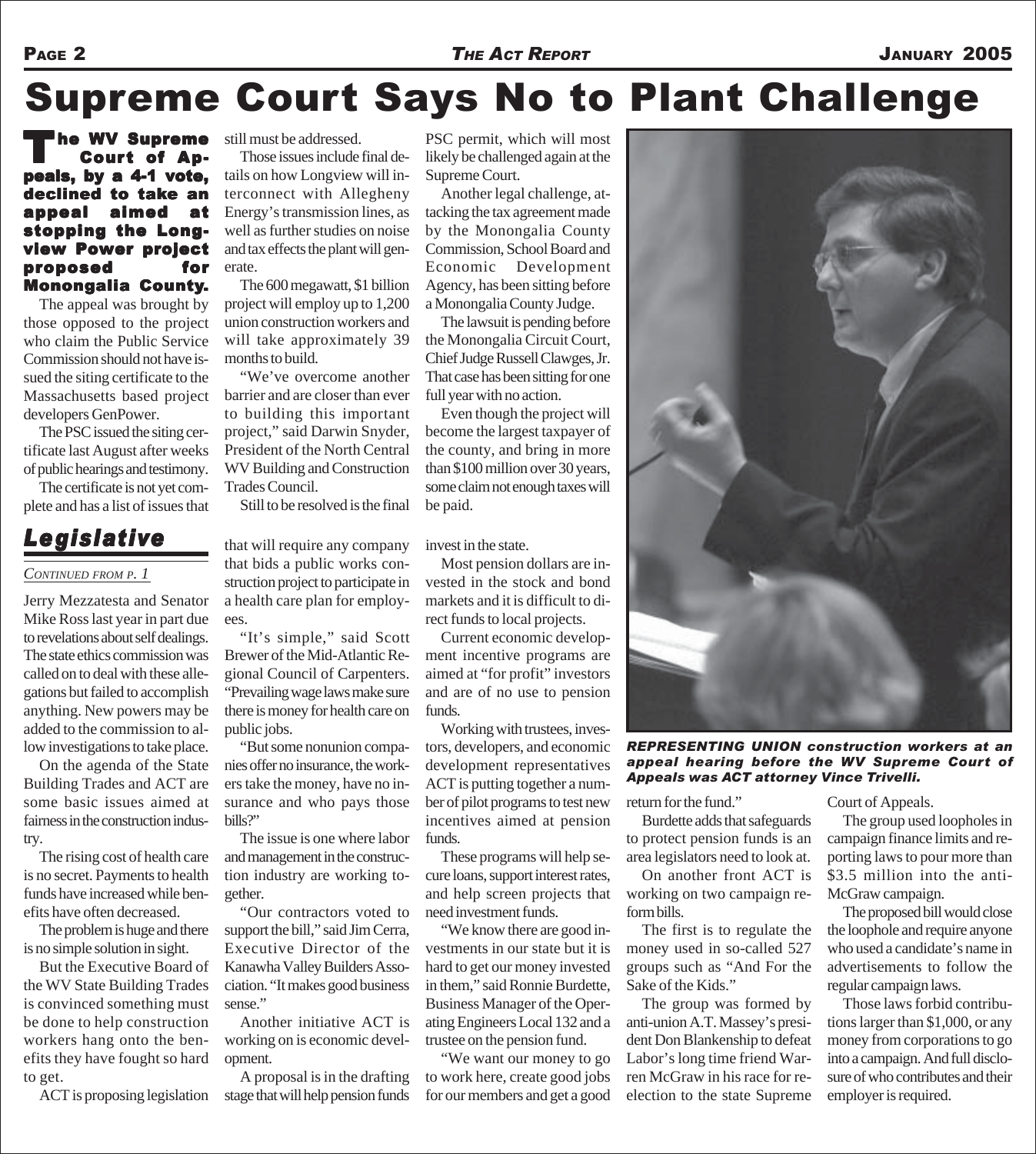# Supreme Court Says No to Plant Challenge

**The WV Supreme Court of Appeals, by a 4-1 vote, declined to take an appeal aimed at stopping the Longview Power project proposed for Monongalia County.**

The appeal was brought by those opposed to the project who claim the Public Service Commission should not have issued the siting certificate to the Massachusetts based project developers GenPower.

The PSC issued the siting certificate last August after weeks of public hearings and testimony.

The certificate is not yet complete and has a list of issues that still must be addressed.

Those issues include final details on how Longview will interconnect with Allegheny Energy's transmission lines, as well as further studies on noise and tax effects the plant will generate.

The 600 megawatt, $1 billion project will employ up to 1,200 union construction workers and will take approximately 39 months to build.

"We've overcome another barrier and are closer than ever to building this important project," said Darwin Snyder, President of the North Central WV Building and Construction Trades Council.

Still to be resolved is the final PSC permit, which will most likely be challenged again at the Supreme Court.

Another legal challenge, attacking the tax agreement made by the Monongalia County Commission, School Board and Economic Development Agency, has been sitting before a Monongalia County Judge.

The lawsuit is pending before the Monongalia Circuit Court, Chief Judge Russell Clawges, Jr. That case has been sitting for one full year with no action.

Even though the project will become the largest taxpayer of the county, and bring in more than $100 million over 30 years, some claim not enough taxes will be paid.

***REPRESENTING UNION construction workers at an appeal hearing before the WV Supreme Court of Appeals was ACT attorney Vince Trivelli.***

## *Legislative*

*CONTINUED FROM P. 1*

Jerry Mezzatesta and Senator Mike Ross last year in part due to revelations about self dealings. The state ethics commission was called on to deal with these allegations but failed to accomplish anything. New powers may be added to the commission to allow investigations to take place.

On the agenda of the State Building Trades and ACT are some basic issues aimed at fairness in the construction industry.

The rising cost of health care is no secret. Payments to health funds have increased while benefits have often decreased.

The problem is huge and there is no simple solution in sight.

But the Executive Board of the WV State Building Trades is convinced something must be done to help construction workers hang onto the benefits they have fought so hard to get.

ACT is proposing legislation that will require any company that bids a public works construction project to participate in a health care plan for employees.

"It's simple," said Scott Brewer of the Mid-Atlantic Regional Council of Carpenters. "Prevailing wage laws make sure there is money for health care on public jobs.

"But some nonunion companies offer no insurance, the workers take the money, have no insurance and who pays those bills?"

The issue is one where labor and management in the construction industry are working together.

"Our contractors voted to support the bill," said Jim Cerra, Executive Director of the Kanawha Valley Builders Association. "It makes good business sense."

Another initiative ACT is working on is economic development.

A proposal is in the drafting stage that will help pension funds invest in the state.

Most pension dollars are invested in the stock and bond markets and it is difficult to direct funds to local projects.

Current economic development incentive programs are aimed at "for profit" investors and are of no use to pension funds.

Working with trustees, investors, developers, and economic development representatives ACT is putting together a number of pilot programs to test new incentives aimed at pension funds.

These programs will help secure loans, support interest rates, and help screen projects that need investment funds.

"We know there are good investments in our state but it is hard to get our money invested in them," said Ronnie Burdette, Business Manager of the Operating Engineers Local 132 and a trustee on the pension fund.

"We want our money to go to work here, create good jobs for our members and get a good return for the fund."

Burdette adds that safeguards to protect pension funds is an area legislators need to look at.

On another front ACT is working on two campaign reform bills.

The first is to regulate the money used in so-called 527 groups such as "And For the Sake of the Kids."

The group was formed by anti-union A.T. Massey's president Don Blankenship to defeat Labor's long time friend Warren McGraw in his race for re-election to the state Supreme Court of Appeals.

The group used loopholes in campaign finance limits and reporting laws to pour more than $3.5 million into the anti-McGraw campaign.

The proposed bill would close the loophole and require anyone who used a candidate's name in advertisements to follow the regular campaign laws.

Those laws forbid contributions larger than $1,000, or any money from corporations to go into a campaign. And full disclosure of who contributes and their employer is required.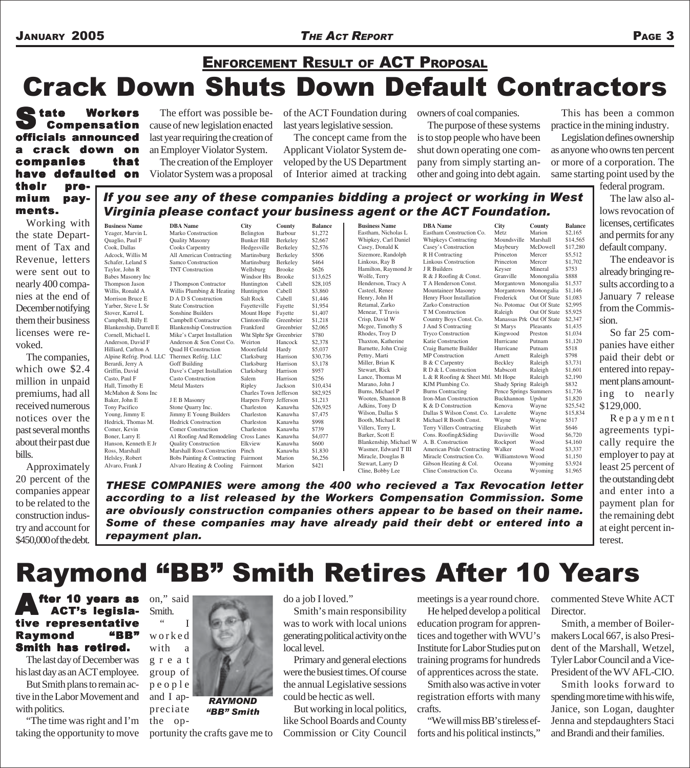## Enforcement Result of ACT Proposal

# Crack Down Shuts Down Default Contractors

**State Workers Compensation officials announced a crack down on companies that have defaulted on their premium payments.**

Working with the state Department of Tax and Revenue, letters were sent out to nearly 400 companies at the end of December notifying them their business licenses were revoked.

The companies, which owe $2.4 million in unpaid premiums, had all received numerous notices over the past several months about their past due bills.

Approximately 20 percent of the companies appear to be related to the construction industry and account for $450,000 of the debt.

The effort was possible because of new legislation enacted last year requiring the creation of an Employer Violator System.

The creation of the Employer Violator System was a proposal of the ACT Foundation during last years legislative session.

The concept came from the Applicant Violator System developed by the US Department of Interior aimed at tracking owners of coal companies.

The purpose of these systems is to stop people who have been shut down operating one company from simply starting another and going into debt again.

This has been a common practice in the mining industry.

Legislation defines ownership as anyone who owns ten percent or more of a corporation. The same starting point used by the federal program.

The law also allows revocation of licenses, certificates and permits for any default company.

The endeavor is already bringing results according to a January 7 release from the Commission.

So far 25 companies have either paid their debt or entered into repayment plans amounting to nearly $129,000.

Repayment agreements typically require the employer to pay at least 25 percent of the outstanding debt and enter into a payment plan for the remaining debt at eight percent interest.

***If you see any of these companies bidding a project or working in West Virginia please contact your business agent or the ACT Foundation.***

| Business Name | DBA Name | City | County | Balance |
|---|---|---|---|---|
| Yeager, Marvin L | Marko Construction | Belington | Barbour | $1,272 |
| Quaglio, Paul F | Quality Masonry | Bunker Hill | Berkeley | $2,667 |
| Cook, Dallas | Cooks Carpentry | Hedgesville | Berkeley | $2,576 |
| Adcock, Willis M | All American Contracting | Martinsburg | Berkeley | $506 |
| Schafer, Leland S | Samco Construction | Martinsburg | Berkeley | $464 |
| Taylor, John R | TNT Construction | Wellsburg | Brooke | $626 |
| Babes Masonry Inc | | Windsor Hts | Brooke | $13,625 |
| Thompson Jason | J Thompson Contractor | Huntington | Cabell | $28,105 |
| Willis, Ronald A | Willis Plumbing & Heating | Huntington | Cabell | $3,860 |
| Morrison Bruce E | D A D S Construction | Salt Rock | Cabell | $1,446 |
| Yarber, Steve L Sr | State Construction | Fayetteville | Fayette | $1,954 |
| Stover, Karrol L | Sonshine Builders | Mount Hope | Fayette | $1,407 |
| Campbell, Billy E | Campbell Contractor | Clintonville | Greenbrier | $1,218 |
| Blankenship, Darrell E | Blankenship Construction | Frankford | Greenbrier | $2,065 |
| Cornell, Michael L | Mike's Carpet Installation | Wht Slphr Spr | Greenbrier | $780 |
| Anderson, David F | Anderson & Son Const Co. | Weirton | Hancock | $2,378 |
| Hilliard, Carlton A | Quad H Construction | Moorefield | Hardy | $5,037 |
| Alpine Refrig. Prod. LLC | Thermex Refrig. LLC | Clarksburg | Harrison | $30,736 |
| Berardi, Jerry A | Goff Building | Clarksburg | Harrison | $3,178 |
| Griffin, David | Dave's Carpet Installation | Clarksburg | Harrison | $957 |
| Casto, Paul F | Casto Construction | Salem | Harrison | $256 |
| Hall, Timothy E | Metal Masters | Ripley | Jackson | $10,434 |
| McMahon & Sons Inc | | Charles Town | Jefferson | $82,925 |
| Baker, John E | J E B Masonry | Harpers Ferry | Jefferson | $1,213 |
| Tony Pacifico | Stone Quarry Inc. | Charleston | Kanawha | $26,925 |
| Young, Jimmy E | Jimmy E Young Builders | Charleston | Kanawha | $7,475 |
| Hedrick, Thomas M. | Hedrick Construction | Charleston | Kanawha | $998 |
| Comer, Kevin | Comer Construction | Charleston | Kanawha | $739 |
| Boner, Larry E | A1 Roofing And Remodeling | Cross Lanes | Kanawha | $4,077 |
| Hanson, Kenneth E Jr | Quality Construction | Elkview | Kanawha | $600 |
| Ross, Marshall | Marshall Ross Construction | Pinch | Kanawha | $1,830 |
| Helsley, Robert | Bobs Painting & Contracting | Fairmont | Marion | $6,256 |
| Alvaro, Frank J | Alvaro Heating & Cooling | Fairmont | Marion | $421 |
| Eastham, Nicholas L | Eastham Construction Co. | Metz | Marion | $2,165 |
| Whipkey, Carl Daniel | Whipkeys Contracting | Moundsville | Marshall | $14,565 |
| Casey, Donald K | Casey's Construction | Maybeury | McDowell | $17,280 |
| Sizemore, Randolph | R H Contracting | Princeton | Mercer | $5,512 |
| Linkous, Ray B | Linkous Construction | Princeton | Mercer | $1,702 |
| Hamilton, Raymond Jr | J R Builders | Keyser | Mineral | $753 |
| Wolfe, Terry | R & J Roofing & Const. | Granville | Monongalia | $888 |
| Henderson, Tracy A | T A Henderson Const. | Morgantown | Monongalia | $1,537 |
| Casteel, Renee | Mountaineer Masonry | Morgantown | Monongalia | $1,146 |
| Henry, John H | Henry Floor Installation | Frederick | Out Of State | $1,083 |
| Retamal, Zarko | Zarko Construction | No. Potomac | Out Of State | $2,995 |
| Menear, T Travis | T M Construction | Raleigh | Out Of State | $5,925 |
| Crisp, David W | Country Boys Const. Co. | Manassas Prk | Out Of State | $2,347 |
| Mcgee, Timothy S | J And S Contracting | St Marys | Pleasants | $1,435 |
| Rhodes, Troy D | Tryco Construction | Kingwood | Preston | $1,034 |
| Thaxton, Katherine | Katie Construction | Hurricane | Putnam | $1,120 |
| Barnette, John Craig | Craig Barnette Builder | Hurricane | Putnam | $518 |
| Pettry, Marti | MP Construction | Arnett | Raleigh | $798 |
| Miller, Brian K | B & C Carpentry | Beckley | Raleigh | $3,731 |
| Stewart, Rick | R D & L Construction | Mabscott | Raleigh | $1,601 |
| Lance, Thomas M | L & R Roofing & Sheet Mtl. | Mt Hope | Raleigh | $2,190 |
| Marano, John J | KJM Plumbing Co. | Shady Spring | Raleigh | $832 |
| Burns, Michael P | Burns Contracting | Pence Springs | Summers | $1,736 |
| Wooten, Shannon B | Iron-Man Construction | Buckhannon | Upshur | $1,820 |
| Adkins, Tony D | K & D Construction | Kenova | Wayne | $25,542 |
| Wilson, Dallas S | Dallas S Wilson Const. Co. | Lavalette | Wayne | $15,834 |
| Booth, Michael R | Michael R Booth Const. | Wayne | Wayne | $517 |
| Villers, Terry L | Terry Villers Contracting | Elizabeth | Wirt | $646 |
| Barker, Scott E | Cons. Roofing&Siding | Davisville | Wood | $6,720 |
| Blankenship, Michael W | A. B. Construction | Rockport | Wood | $4,160 |
| Wasmer, Edward T III | American Pride Contracting | Walker | Wood | $3,337 |
| Miracle, Douglas B | Miracle Construction Co. | Williamstown | Wood | $1,150 |
| Stewart, Larry D | Gibson Heating & Col. | Oceana | Wyoming | $3,924 |
| Cline, Bobby Lee | Cline Construction Co. | Oceana | Wyoming | $1,965 |

***THESE COMPANIES were among the 400 who recieved a Tax Revocation letter according to a list released by the Workers Compensation Commission. Some are obviously construction companies others appear to be based on their name. Some of these companies may have already paid their debt or entered into a repayment plan.***

# Raymond "BB" Smith Retires After 10 Years

**After 10 years as ACT's legislative representative Raymond "BB" Smith has retired.**

The last day of December was his last day as an ACT employee.

But Smith plans to remain active in the Labor Movement and with politics.

"The time was right and I'm taking the opportunity to move on," said Smith.

"I worked with a great group of people and I appreciate the opportunity the crafts gave me to do a job I loved."

***RAYMOND "BB" Smith***

Smith's main responsibility was to work with local unions generating political activity on the local level.

Primary and general elections were the busiest times. Of course the annual Legislative sessions could be hectic as well.

But working in local politics, like School Boards and County Commission or City Council meetings is a year round chore.

He helped develop a political education program for apprentices and together with WVU's Institute for Labor Studies put on training programs for hundreds of apprentices across the state.

Smith also was active in voter registration efforts with many crafts.

"We will miss BB's tireless efforts and his political instincts," commented Steve White ACT Director.

Smith, a member of Boilermakers Local 667, is also President of the Marshall, Wetzel, Tyler Labor Council and a Vice-President of the WV AFL-CIO.

Smith looks forward to spending more time with his wife, Janice, son Logan, daughter Jenna and stepdaughters Staci and Brandi and their families.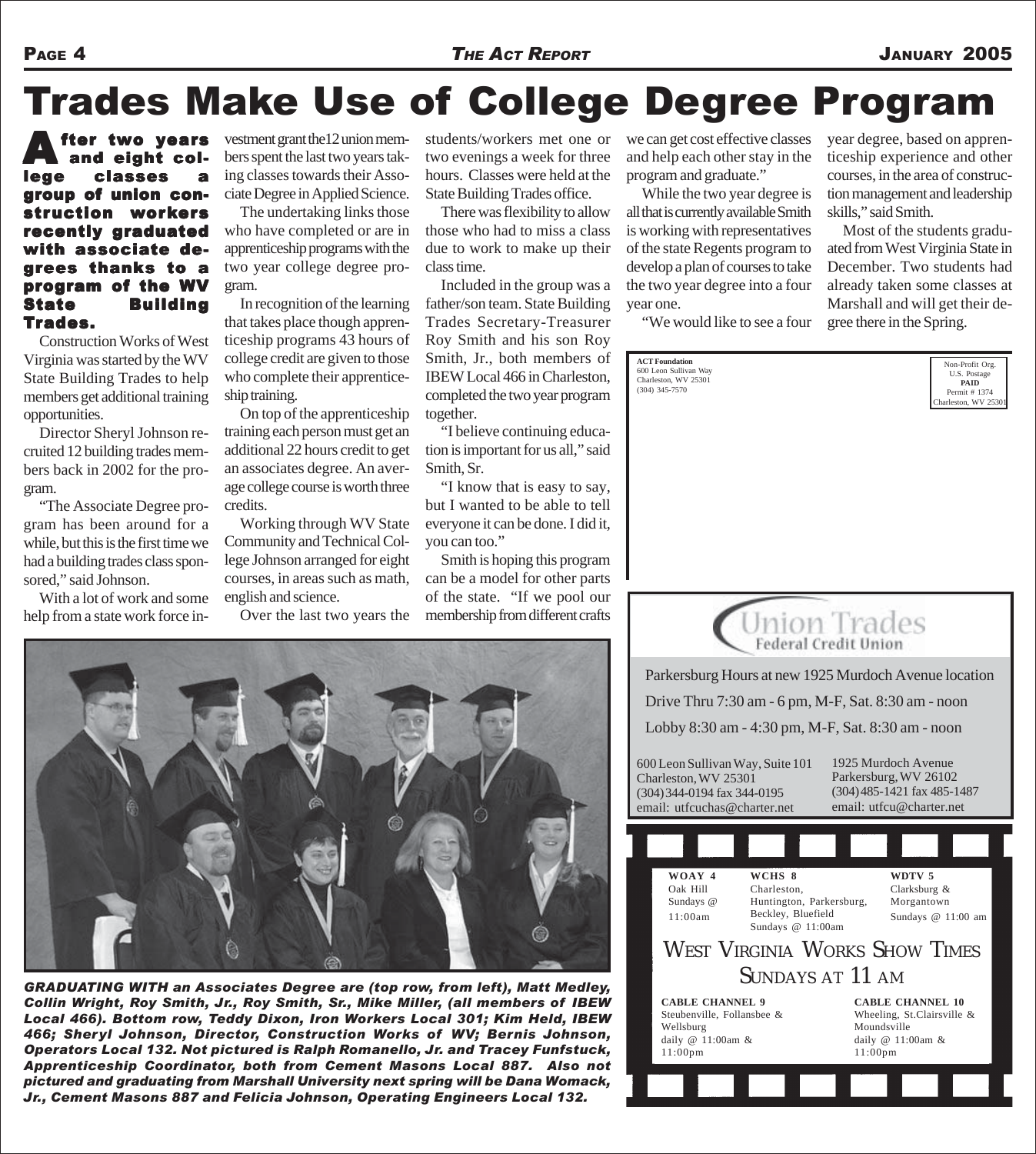# Trades Make Use of College Degree Program

**After two years and eight college classes a group of union construction workers recently graduated with associate degrees thanks to a program of the WV State Building Trades.**

Construction Works of West Virginia was started by the WV State Building Trades to help members get additional training opportunities.

Director Sheryl Johnson recruited 12 building trades members back in 2002 for the program.

"The Associate Degree program has been around for a while, but this is the first time we had a building trades class sponsored," said Johnson.

With a lot of work and some help from a state work force investment grant the12 union members spent the last two years taking classes towards their Associate Degree in Applied Science.

The undertaking links those who have completed or are in apprenticeship programs with the two year college degree program.

In recognition of the learning that takes place though apprenticeship programs 43 hours of college credit are given to those who complete their apprenticeship training.

On top of the apprenticeship training each person must get an additional 22 hours credit to get an associates degree. An average college course is worth three credits.

Working through WV State Community and Technical College Johnson arranged for eight courses, in areas such as math, english and science.

Over the last two years the students/workers met one or two evenings a week for three hours. Classes were held at the State Building Trades office.

There was flexibility to allow those who had to miss a class due to work to make up their class time.

Included in the group was a father/son team. State Building Trades Secretary-Treasurer Roy Smith and his son Roy Smith, Jr., both members of IBEW Local 466 in Charleston, completed the two year program together.

"I believe continuing education is important for us all," said Smith, Sr.

"I know that is easy to say, but I wanted to be able to tell everyone it can be done. I did it, you can too."

Smith is hoping this program can be a model for other parts of the state. "If we pool our membership from different crafts we can get cost effective classes and help each other stay in the program and graduate."

While the two year degree is all that is currently available Smith is working with representatives of the state Regents program to develop a plan of courses to take the two year degree into a four year one.

"We would like to see a four year degree, based on apprenticeship experience and other courses, in the area of construction management and leadership skills," said Smith.

Most of the students graduated from West Virginia State in December. Two students had already taken some classes at Marshall and will get their degree there in the Spring.

*GRADUATING WITH an Associates Degree are (top row, from left), Matt Medley, Collin Wright, Roy Smith, Jr., Roy Smith, Sr., Mike Miller, (all members of IBEW Local 466). Bottom row, Teddy Dixon, Iron Workers Local 301; Kim Held, IBEW 466; Sheryl Johnson, Director, Construction Works of WV; Bernis Johnson, Operators Local 132. Not pictured is Ralph Romanello, Jr. and Tracey Funfstuck, Apprenticeship Coordinator, both from Cement Masons Local 887. Also not pictured and graduating from Marshall University next spring will be Dana Womack, Jr., Cement Masons 887 and Felicia Johnson, Operating Engineers Local 132.*

ACT Foundation
600 Leon Sullivan Way
Charleston, WV 25301
(304) 345-7570

Non-Profit Org.
U.S. Postage
**PAID**
Permit # 1374
Charleston, WV 25301

**Union Trades Federal Credit Union**

Parkersburg Hours at new 1925 Murdoch Avenue location

Drive Thru 7:30 am - 6 pm, M-F, Sat. 8:30 am - noon

Lobby 8:30 am - 4:30 pm, M-F, Sat. 8:30 am - noon

600 Leon Sullivan Way, Suite 101
Charleston, WV 25301
(304) 344-0194 fax 344-0195
email: utfcuchas@charter.net

1925 Murdoch Avenue
Parkersburg, WV 26102
(304) 485-1421 fax 485-1487
email: utfcu@charter.net

**WOAY 4**
Oak Hill
Sundays @ 11:00am

**WCHS 8**
Charleston, Huntington, Parkersburg, Beckley, Bluefield
Sundays @ 11:00am

**WDTV 5**
Clarksburg & Morgantown
Sundays @ 11:00 am

## West Virginia Works Show Times Sundays at 11 AM

**CABLE CHANNEL 9**
Steubenville, Follansbee & Wellsburg
daily @ 11:00am & 11:00pm

**CABLE CHANNEL 10**
Wheeling, St.Clairsville & Moundsville
daily @ 11:00am & 11:00pm